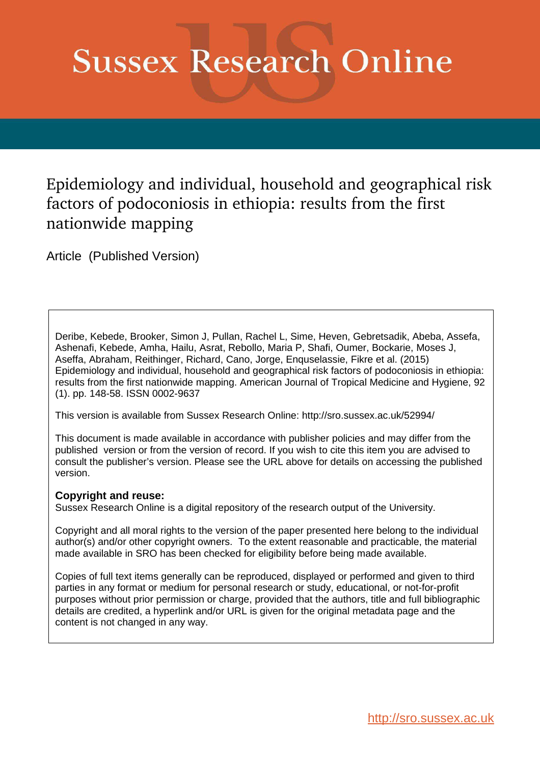# Sussex Research Online

## Epidemiology and individual, household and geographical risk factors of podoconiosis in ethiopia: results from the first nationwide mapping

Article (Published Version)

Deribe, Kebede, Brooker, Simon J, Pullan, Rachel L, Sime, Heven, Gebretsadik, Abeba, Assefa, Ashenafi, Kebede, Amha, Hailu, Asrat, Rebollo, Maria P, Shafi, Oumer, Bockarie, Moses J, Aseffa, Abraham, Reithinger, Richard, Cano, Jorge, Enquselassie, Fikre et al. (2015) Epidemiology and individual, household and geographical risk factors of podoconiosis in ethiopia: results from the first nationwide mapping. American Journal of Tropical Medicine and Hygiene, 92 (1). pp. 148-58. ISSN 0002-9637

This version is available from Sussex Research Online: http://sro.sussex.ac.uk/52994/

This document is made available in accordance with publisher policies and may differ from the published version or from the version of record. If you wish to cite this item you are advised to consult the publisher's version. Please see the URL above for details on accessing the published version.

**Copyright and reuse:**
Sussex Research Online is a digital repository of the research output of the University.

Copyright and all moral rights to the version of the paper presented here belong to the individual author(s) and/or other copyright owners. To the extent reasonable and practicable, the material made available in SRO has been checked for eligibility before being made available.

Copies of full text items generally can be reproduced, displayed or performed and given to third parties in any format or medium for personal research or study, educational, or not-for-profit purposes without prior permission or charge, provided that the authors, title and full bibliographic details are credited, a hyperlink and/or URL is given for the original metadata page and the content is not changed in any way.

http://sro.sussex.ac.uk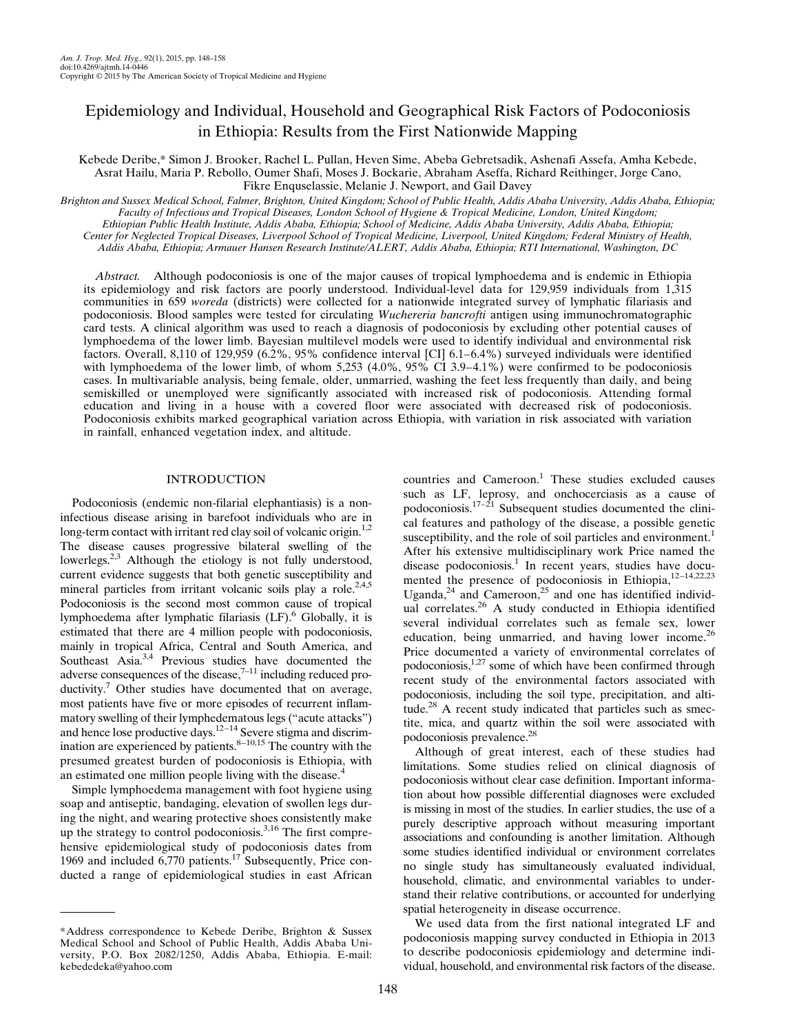# Epidemiology and Individual, Household and Geographical Risk Factors of Podoconiosis in Ethiopia: Results from the First Nationwide Mapping

Kebede Deribe,* Simon J. Brooker, Rachel L. Pullan, Heven Sime, Abeba Gebretsadik, Ashenafi Assefa, Amha Kebede, Asrat Hailu, Maria P. Rebollo, Oumer Shafi, Moses J. Bockarie, Abraham Aseffa, Richard Reithinger, Jorge Cano, Fikre Enquselassie, Melanie J. Newport, and Gail Davey

*Brighton and Sussex Medical School, Falmer, Brighton, United Kingdom; School of Public Health, Addis Ababa University, Addis Ababa, Ethiopia; Faculty of Infectious and Tropical Diseases, London School of Hygiene & Tropical Medicine, London, United Kingdom; Ethiopian Public Health Institute, Addis Ababa, Ethiopia; School of Medicine, Addis Ababa University, Addis Ababa, Ethiopia; Center for Neglected Tropical Diseases, Liverpool School of Tropical Medicine, Liverpool, United Kingdom; Federal Ministry of Health, Addis Ababa, Ethiopia; Armauer Hansen Research Institute/ALERT, Addis Ababa, Ethiopia; RTI International, Washington, DC*

*Abstract.* Although podoconiosis is one of the major causes of tropical lymphoedema and is endemic in Ethiopia its epidemiology and risk factors are poorly understood. Individual-level data for 129,959 individuals from 1,315 communities in 659 *woreda* (districts) were collected for a nationwide integrated survey of lymphatic filariasis and podoconiosis. Blood samples were tested for circulating *Wuchereria bancrofti* antigen using immunochromatographic card tests. A clinical algorithm was used to reach a diagnosis of podoconiosis by excluding other potential causes of lymphoedema of the lower limb. Bayesian multilevel models were used to identify individual and environmental risk factors. Overall, 8,110 of 129,959 (6.2%, 95% confidence interval [CI] 6.1–6.4%) surveyed individuals were identified with lymphoedema of the lower limb, of whom 5,253 (4.0%, 95% CI 3.9–4.1%) were confirmed to be podoconiosis cases. In multivariable analysis, being female, older, unmarried, washing the feet less frequently than daily, and being semiskilled or unemployed were significantly associated with increased risk of podoconiosis. Attending formal education and living in a house with a covered floor were associated with decreased risk of podoconiosis. Podoconiosis exhibits marked geographical variation across Ethiopia, with variation in risk associated with variation in rainfall, enhanced vegetation index, and altitude.

## INTRODUCTION

Podoconiosis (endemic non-filarial elephantiasis) is a non-infectious disease arising in barefoot individuals who are in long-term contact with irritant red clay soil of volcanic origin.[1,2] The disease causes progressive bilateral swelling of the lowerlegs.[2,3] Although the etiology is not fully understood, current evidence suggests that both genetic susceptibility and mineral particles from irritant volcanic soils play a role.[2,4,5] Podoconiosis is the second most common cause of tropical lymphoedema after lymphatic filariasis (LF).[6] Globally, it is estimated that there are 4 million people with podoconiosis, mainly in tropical Africa, Central and South America, and Southeast Asia.[3,4] Previous studies have documented the adverse consequences of the disease,[7–11] including reduced productivity.[7] Other studies have documented that on average, most patients have five or more episodes of recurrent inflammatory swelling of their lymphedematous legs ("acute attacks") and hence lose productive days.[12–14] Severe stigma and discrimination are experienced by patients.[8–10,15] The country with the presumed greatest burden of podoconiosis is Ethiopia, with an estimated one million people living with the disease.[4]

Simple lymphoedema management with foot hygiene using soap and antiseptic, bandaging, elevation of swollen legs during the night, and wearing protective shoes consistently make up the strategy to control podoconiosis.[3,16] The first comprehensive epidemiological study of podoconiosis dates from 1969 and included 6,770 patients.[17] Subsequently, Price conducted a range of epidemiological studies in east African countries and Cameroon.[1] These studies excluded causes such as LF, leprosy, and onchocerciasis as a cause of podoconiosis.[17–21] Subsequent studies documented the clinical features and pathology of the disease, a possible genetic susceptibility, and the role of soil particles and environment.[1] After his extensive multidisciplinary work Price named the disease podoconiosis.[1] In recent years, studies have documented the presence of podoconiosis in Ethiopia,[12–14,22,23] Uganda,[24] and Cameroon,[25] and one has identified individual correlates.[26] A study conducted in Ethiopia identified several individual correlates such as female sex, lower education, being unmarried, and having lower income.[26] Price documented a variety of environmental correlates of podoconiosis,[1,27] some of which have been confirmed through recent study of the environmental factors associated with podoconiosis, including the soil type, precipitation, and altitude.[28] A recent study indicated that particles such as smectite, mica, and quartz within the soil were associated with podoconiosis prevalence.[28]

Although of great interest, each of these studies had limitations. Some studies relied on clinical diagnosis of podoconiosis without clear case definition. Important information about how possible differential diagnoses were excluded is missing in most of the studies. In earlier studies, the use of a purely descriptive approach without measuring important associations and confounding is another limitation. Although some studies identified individual or environment correlates no single study has simultaneously evaluated individual, household, climatic, and environmental variables to understand their relative contributions, or accounted for underlying spatial heterogeneity in disease occurrence.

We used data from the first national integrated LF and podoconiosis mapping survey conducted in Ethiopia in 2013 to describe podoconiosis epidemiology and determine individual, household, and environmental risk factors of the disease.

*Address correspondence to Kebede Deribe, Brighton & Sussex Medical School and School of Public Health, Addis Ababa University, P.O. Box 2082/1250, Addis Ababa, Ethiopia. E-mail: kebededeka@yahoo.com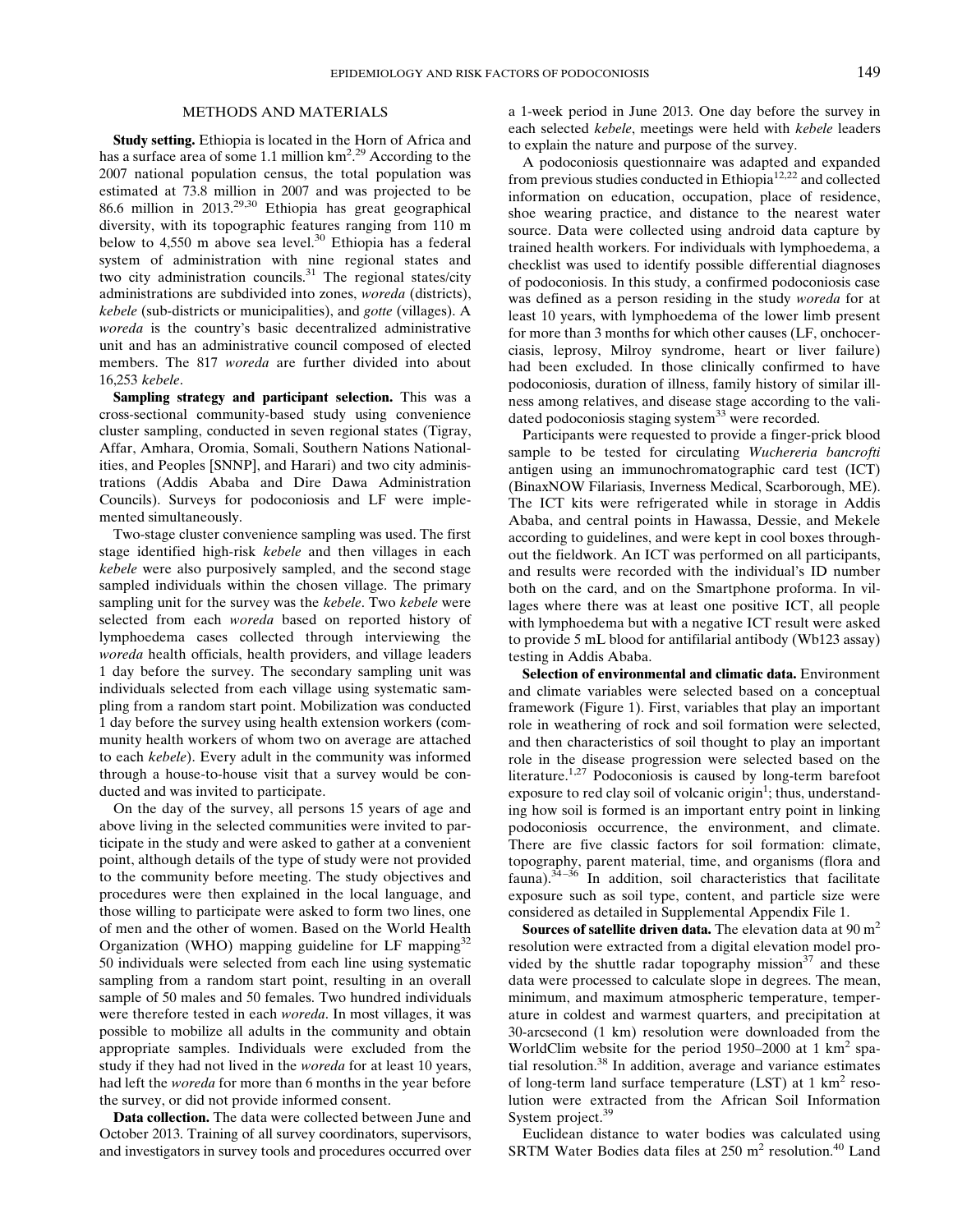## METHODS AND MATERIALS

**Study setting.** Ethiopia is located in the Horn of Africa and has a surface area of some 1.1 million km$^2$.[29] According to the 2007 national population census, the total population was estimated at 73.8 million in 2007 and was projected to be 86.6 million in 2013.[29,30] Ethiopia has great geographical diversity, with its topographic features ranging from 110 m below to 4,550 m above sea level.[30] Ethiopia has a federal system of administration with nine regional states and two city administration councils.[31] The regional states/city administrations are subdivided into zones, *woreda* (districts), *kebele* (sub-districts or municipalities), and *gotte* (villages). A *woreda* is the country's basic decentralized administrative unit and has an administrative council composed of elected members. The 817 *woreda* are further divided into about 16,253 *kebele*.

**Sampling strategy and participant selection.** This was a cross-sectional community-based study using convenience cluster sampling, conducted in seven regional states (Tigray, Affar, Amhara, Oromia, Somali, Southern Nations Nationalities, and Peoples [SNNP], and Harari) and two city administrations (Addis Ababa and Dire Dawa Administration Councils). Surveys for podoconiosis and LF were implemented simultaneously.

Two-stage cluster convenience sampling was used. The first stage identified high-risk *kebele* and then villages in each *kebele* were also purposively sampled, and the second stage sampled individuals within the chosen village. The primary sampling unit for the survey was the *kebele*. Two *kebele* were selected from each *woreda* based on reported history of lymphoedema cases collected through interviewing the *woreda* health officials, health providers, and village leaders 1 day before the survey. The secondary sampling unit was individuals selected from each village using systematic sampling from a random start point. Mobilization was conducted 1 day before the survey using health extension workers (community health workers of whom two on average are attached to each *kebele*). Every adult in the community was informed through a house-to-house visit that a survey would be conducted and was invited to participate.

On the day of the survey, all persons 15 years of age and above living in the selected communities were invited to participate in the study and were asked to gather at a convenient point, although details of the type of study were not provided to the community before meeting. The study objectives and procedures were then explained in the local language, and those willing to participate were asked to form two lines, one of men and the other of women. Based on the World Health Organization (WHO) mapping guideline for LF mapping[32] 50 individuals were selected from each line using systematic sampling from a random start point, resulting in an overall sample of 50 males and 50 females. Two hundred individuals were therefore tested in each *woreda*. In most villages, it was possible to mobilize all adults in the community and obtain appropriate samples. Individuals were excluded from the study if they had not lived in the *woreda* for at least 10 years, had left the *woreda* for more than 6 months in the year before the survey, or did not provide informed consent.

**Data collection.** The data were collected between June and October 2013. Training of all survey coordinators, supervisors, and investigators in survey tools and procedures occurred over a 1-week period in June 2013. One day before the survey in each selected *kebele*, meetings were held with *kebele* leaders to explain the nature and purpose of the survey.

A podoconiosis questionnaire was adapted and expanded from previous studies conducted in Ethiopia[12,22] and collected information on education, occupation, place of residence, shoe wearing practice, and distance to the nearest water source. Data were collected using android data capture by trained health workers. For individuals with lymphoedema, a checklist was used to identify possible differential diagnoses of podoconiosis. In this study, a confirmed podoconiosis case was defined as a person residing in the study *woreda* for at least 10 years, with lymphoedema of the lower limb present for more than 3 months for which other causes (LF, onchocerciasis, leprosy, Milroy syndrome, heart or liver failure) had been excluded. In those clinically confirmed to have podoconiosis, duration of illness, family history of similar illness among relatives, and disease stage according to the validated podoconiosis staging system[33] were recorded.

Participants were requested to provide a finger-prick blood sample to be tested for circulating *Wuchereria bancrofti* antigen using an immunochromatographic card test (ICT) (BinaxNOW Filariasis, Inverness Medical, Scarborough, ME). The ICT kits were refrigerated while in storage in Addis Ababa, and central points in Hawassa, Dessie, and Mekele according to guidelines, and were kept in cool boxes throughout the fieldwork. An ICT was performed on all participants, and results were recorded with the individual's ID number both on the card, and on the Smartphone proforma. In villages where there was at least one positive ICT, all people with lymphoedema but with a negative ICT result were asked to provide 5 mL blood for antifilarial antibody (Wb123 assay) testing in Addis Ababa.

**Selection of environmental and climatic data.** Environment and climate variables were selected based on a conceptual framework (Figure 1). First, variables that play an important role in weathering of rock and soil formation were selected, and then characteristics of soil thought to play an important role in the disease progression were selected based on the literature.[1,27] Podoconiosis is caused by long-term barefoot exposure to red clay soil of volcanic origin[1]; thus, understanding how soil is formed is an important entry point in linking podoconiosis occurrence, the environment, and climate. There are five classic factors for soil formation: climate, topography, parent material, time, and organisms (flora and fauna).[34–36] In addition, soil characteristics that facilitate exposure such as soil type, content, and particle size were considered as detailed in Supplemental Appendix File 1.

**Sources of satellite driven data.** The elevation data at 90 m$^2$ resolution were extracted from a digital elevation model provided by the shuttle radar topography mission[37] and these data were processed to calculate slope in degrees. The mean, minimum, and maximum atmospheric temperature, temperature in coldest and warmest quarters, and precipitation at 30-arcsecond (1 km) resolution were downloaded from the WorldClim website for the period 1950–2000 at 1 km$^2$ spatial resolution.[38] In addition, average and variance estimates of long-term land surface temperature (LST) at 1 km$^2$ resolution were extracted from the African Soil Information System project.[39]

Euclidean distance to water bodies was calculated using SRTM Water Bodies data files at 250 m$^2$ resolution.[40] Land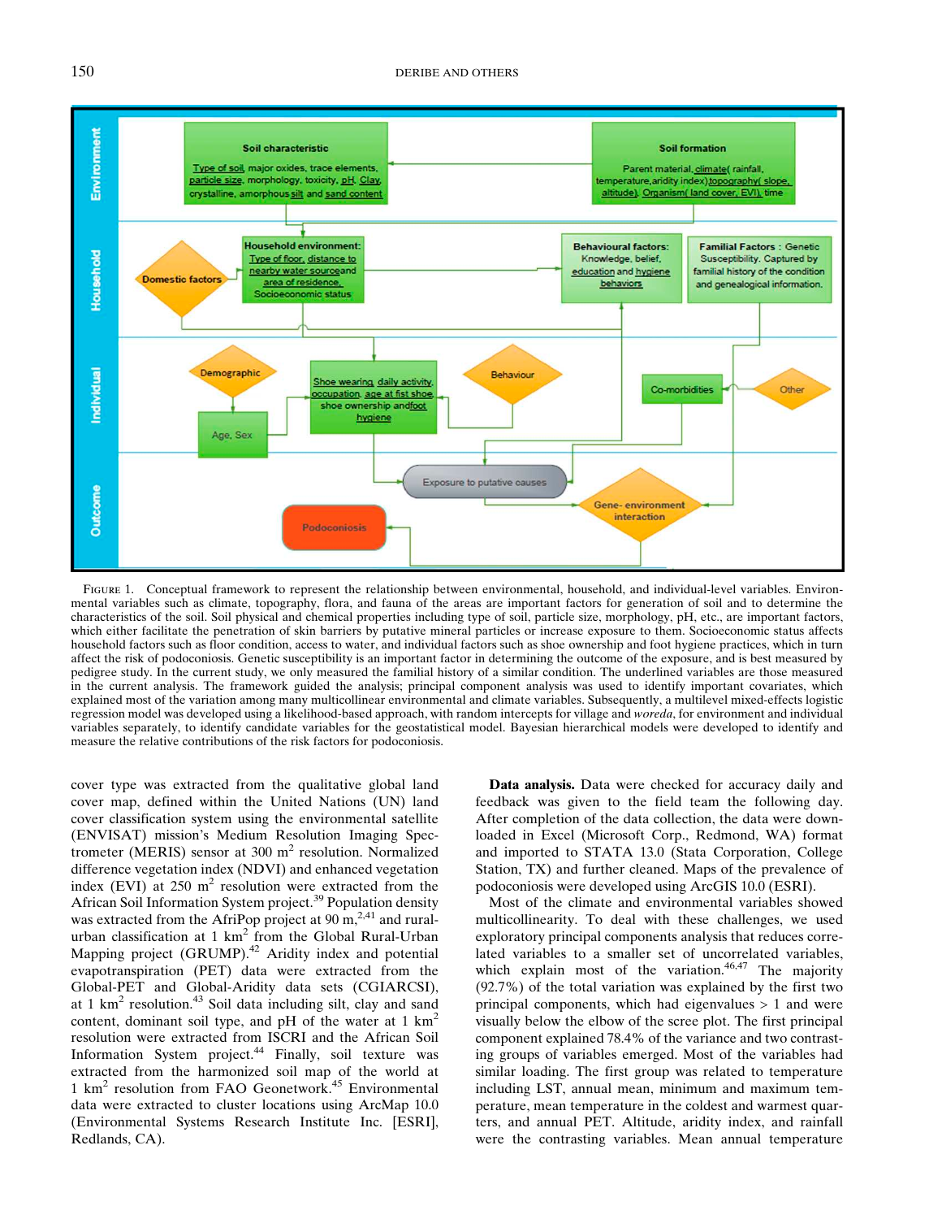FIGURE 1. Conceptual framework to represent the relationship between environmental, household, and individual-level variables. Environmental variables such as climate, topography, flora, and fauna of the areas are important factors for generation of soil and to determine the characteristics of the soil. Soil physical and chemical properties including type of soil, particle size, morphology, pH, etc., are important factors, which either facilitate the penetration of skin barriers by putative mineral particles or increase exposure to them. Socioeconomic status affects household factors such as floor condition, access to water, and individual factors such as shoe ownership and foot hygiene practices, which in turn affect the risk of podoconiosis. Genetic susceptibility is an important factor in determining the outcome of the exposure, and is best measured by pedigree study. In the current study, we only measured the familial history of a similar condition. The underlined variables are those measured in the current analysis. The framework guided the analysis; principal component analysis was used to identify important covariates, which explained most of the variation among many multicollinear environmental and climate variables. Subsequently, a multilevel mixed-effects logistic regression model was developed using a likelihood-based approach, with random intercepts for village and *woreda*, for environment and individual variables separately, to identify candidate variables for the geostatistical model. Bayesian hierarchical models were developed to identify and measure the relative contributions of the risk factors for podoconiosis.

cover type was extracted from the qualitative global land cover map, defined within the United Nations (UN) land cover classification system using the environmental satellite (ENVISAT) mission's Medium Resolution Imaging Spectrometer (MERIS) sensor at 300 m$^2$ resolution. Normalized difference vegetation index (NDVI) and enhanced vegetation index (EVI) at 250 m$^2$ resolution were extracted from the African Soil Information System project.[39] Population density was extracted from the AfriPop project at 90 m,[2,41] and rural-urban classification at 1 km$^2$ from the Global Rural-Urban Mapping project (GRUMP).[42] Aridity index and potential evapotranspiration (PET) data were extracted from the Global-PET and Global-Aridity data sets (CGIARCSI), at 1 km$^2$ resolution.[43] Soil data including silt, clay and sand content, dominant soil type, and pH of the water at 1 km$^2$ resolution were extracted from ISCRI and the African Soil Information System project.[44] Finally, soil texture was extracted from the harmonized soil map of the world at 1 km$^2$ resolution from FAO Geonetwork.[45] Environmental data were extracted to cluster locations using ArcMap 10.0 (Environmental Systems Research Institute Inc. [ESRI], Redlands, CA).

**Data analysis.** Data were checked for accuracy daily and feedback was given to the field team the following day. After completion of the data collection, the data were downloaded in Excel (Microsoft Corp., Redmond, WA) format and imported to STATA 13.0 (Stata Corporation, College Station, TX) and further cleaned. Maps of the prevalence of podoconiosis were developed using ArcGIS 10.0 (ESRI).

Most of the climate and environmental variables showed multicollinearity. To deal with these challenges, we used exploratory principal components analysis that reduces correlated variables to a smaller set of uncorrelated variables, which explain most of the variation.[46,47] The majority (92.7%) of the total variation was explained by the first two principal components, which had eigenvalues > 1 and were visually below the elbow of the scree plot. The first principal component explained 78.4% of the variance and two contrasting groups of variables emerged. Most of the variables had similar loading. The first group was related to temperature including LST, annual mean, minimum and maximum temperature, mean temperature in the coldest and warmest quarters, and annual PET. Altitude, aridity index, and rainfall were the contrasting variables. Mean annual temperature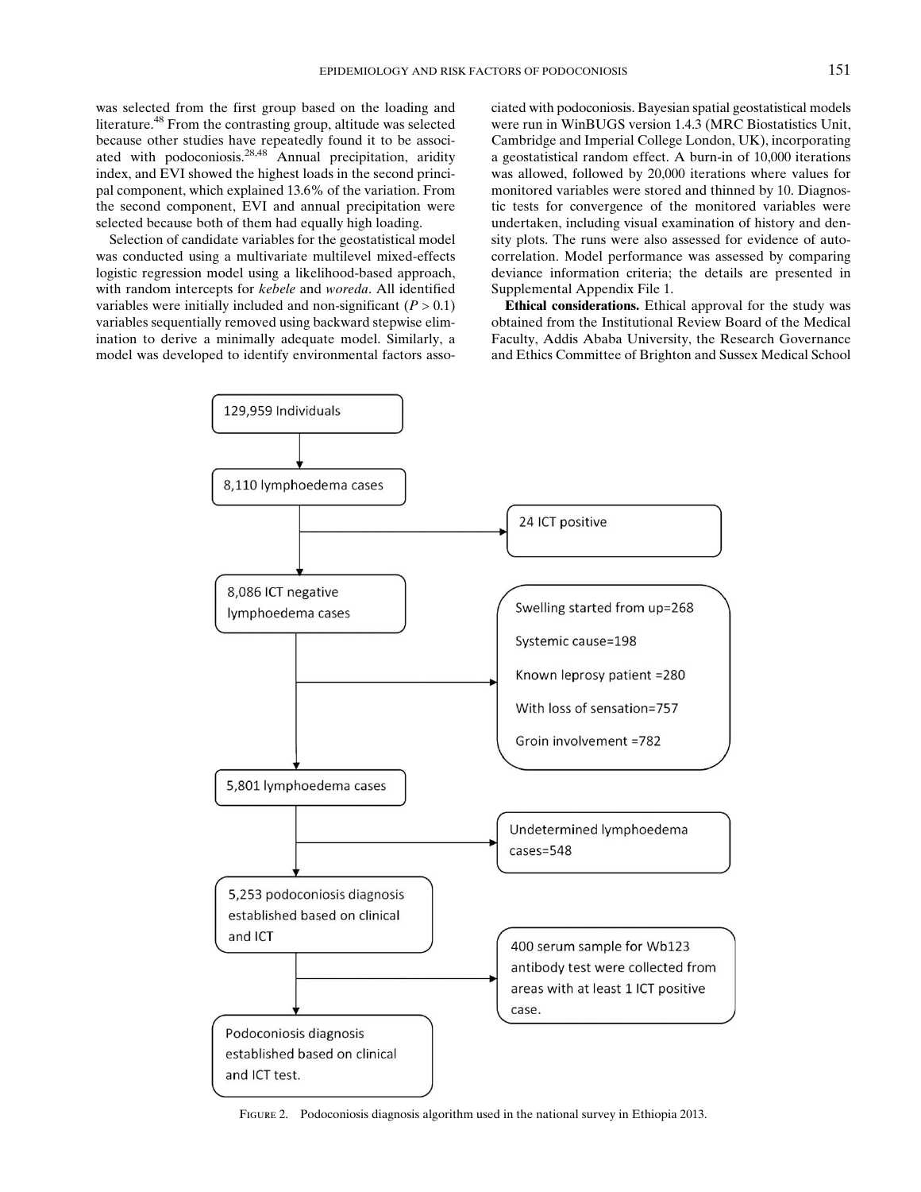was selected from the first group based on the loading and literature.[48] From the contrasting group, altitude was selected because other studies have repeatedly found it to be associated with podoconiosis.[28,48] Annual precipitation, aridity index, and EVI showed the highest loads in the second principal component, which explained 13.6% of the variation. From the second component, EVI and annual precipitation were selected because both of them had equally high loading.

Selection of candidate variables for the geostatistical model was conducted using a multivariate multilevel mixed-effects logistic regression model using a likelihood-based approach, with random intercepts for *kebele* and *woreda*. All identified variables were initially included and non-significant ($P > 0.1$) variables sequentially removed using backward stepwise elimination to derive a minimally adequate model. Similarly, a model was developed to identify environmental factors associated with podoconiosis. Bayesian spatial geostatistical models were run in WinBUGS version 1.4.3 (MRC Biostatistics Unit, Cambridge and Imperial College London, UK), incorporating a geostatistical random effect. A burn-in of 10,000 iterations was allowed, followed by 20,000 iterations where values for monitored variables were stored and thinned by 10. Diagnostic tests for convergence of the monitored variables were undertaken, including visual examination of history and density plots. The runs were also assessed for evidence of autocorrelation. Model performance was assessed by comparing deviance information criteria; the details are presented in Supplemental Appendix File 1.

**Ethical considerations.** Ethical approval for the study was obtained from the Institutional Review Board of the Medical Faculty, Addis Ababa University, the Research Governance and Ethics Committee of Brighton and Sussex Medical School

129,959 Individuals
→ 8,110 lymphoedema cases
→ 24 ICT positive
→ 8,086 ICT negative lymphoedema cases
→ Swelling started from up=268; Systemic cause=198; Known leprosy patient =280; With loss of sensation=757; Groin involvement =782
→ 5,801 lymphoedema cases
→ Undetermined lymphoedema cases=548
→ 5,253 podoconiosis diagnosis established based on clinical and ICT
→ 400 serum sample for Wb123 antibody test were collected from areas with at least 1 ICT positive case.
→ Podoconiosis diagnosis established based on clinical and ICT test.

FIGURE 2. Podoconiosis diagnosis algorithm used in the national survey in Ethiopia 2013.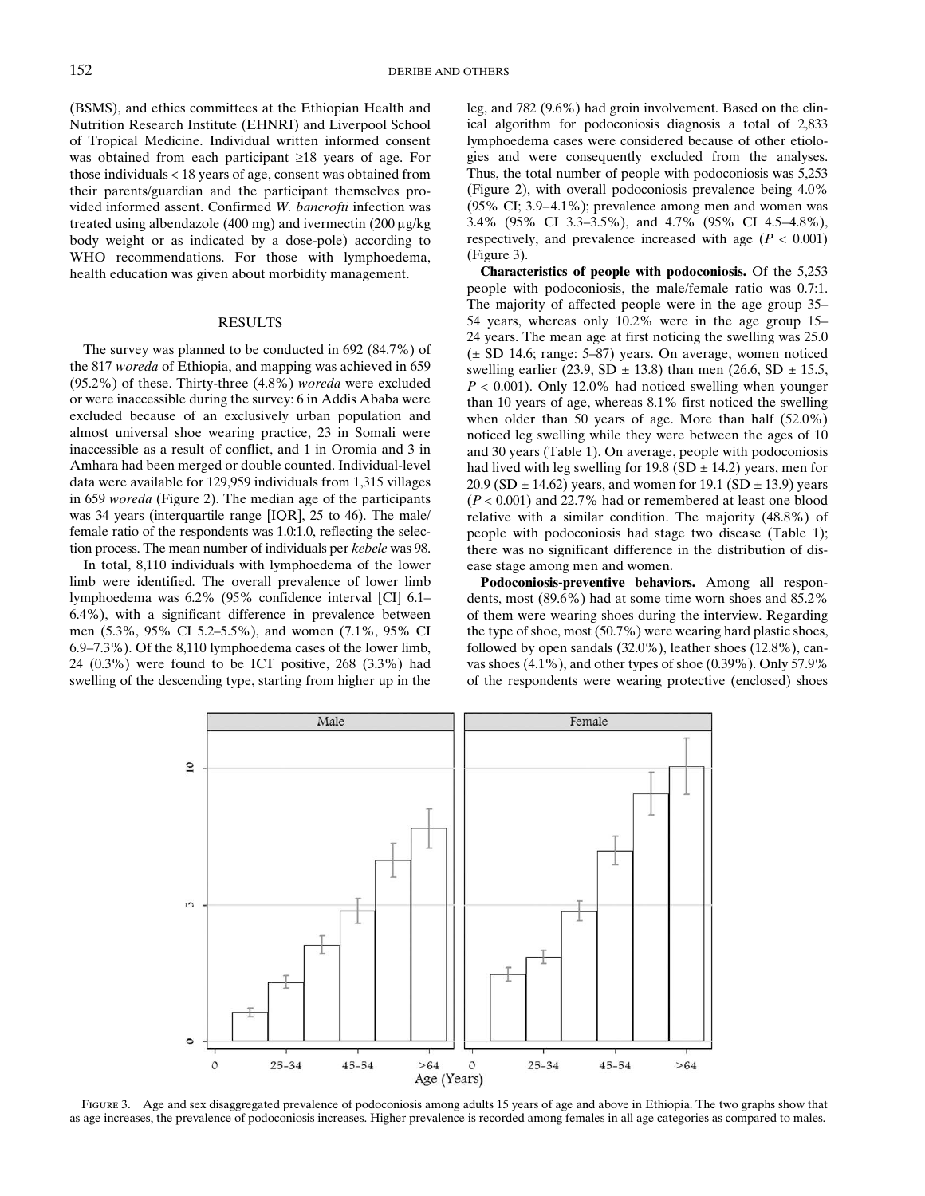(BSMS), and ethics committees at the Ethiopian Health and Nutrition Research Institute (EHNRI) and Liverpool School of Tropical Medicine. Individual written informed consent was obtained from each participant ≥18 years of age. For those individuals < 18 years of age, consent was obtained from their parents/guardian and the participant themselves provided informed assent. Confirmed *W. bancrofti* infection was treated using albendazole (400 mg) and ivermectin (200 μg/kg body weight or as indicated by a dose-pole) according to WHO recommendations. For those with lymphoedema, health education was given about morbidity management.

## RESULTS

The survey was planned to be conducted in 692 (84.7%) of the 817 *woreda* of Ethiopia, and mapping was achieved in 659 (95.2%) of these. Thirty-three (4.8%) *woreda* were excluded or were inaccessible during the survey: 6 in Addis Ababa were excluded because of an exclusively urban population and almost universal shoe wearing practice, 23 in Somali were inaccessible as a result of conflict, and 1 in Oromia and 3 in Amhara had been merged or double counted. Individual-level data were available for 129,959 individuals from 1,315 villages in 659 *woreda* (Figure 2). The median age of the participants was 34 years (interquartile range [IQR], 25 to 46). The male/female ratio of the respondents was 1.0:1.0, reflecting the selection process. The mean number of individuals per *kebele* was 98.

In total, 8,110 individuals with lymphoedema of the lower limb were identified. The overall prevalence of lower limb lymphoedema was 6.2% (95% confidence interval [CI] 6.1–6.4%), with a significant difference in prevalence between men (5.3%, 95% CI 5.2–5.5%), and women (7.1%, 95% CI 6.9–7.3%). Of the 8,110 lymphoedema cases of the lower limb, 24 (0.3%) were found to be ICT positive, 268 (3.3%) had swelling of the descending type, starting from higher up in the leg, and 782 (9.6%) had groin involvement. Based on the clinical algorithm for podoconiosis diagnosis a total of 2,833 lymphoedema cases were considered because of other etiologies and were consequently excluded from the analyses. Thus, the total number of people with podoconiosis was 5,253 (Figure 2), with overall podoconiosis prevalence being 4.0% (95% CI; 3.9–4.1%); prevalence among men and women was 3.4% (95% CI 3.3–3.5%), and 4.7% (95% CI 4.5–4.8%), respectively, and prevalence increased with age ($P$ < 0.001) (Figure 3).

**Characteristics of people with podoconiosis.** Of the 5,253 people with podoconiosis, the male/female ratio was 0.7:1. The majority of affected people were in the age group 35–54 years, whereas only 10.2% were in the age group 15–24 years. The mean age at first noticing the swelling was 25.0 (± SD 14.6; range: 5–87) years. On average, women noticed swelling earlier (23.9, SD ± 13.8) than men (26.6, SD ± 15.5, $P$ < 0.001). Only 12.0% had noticed swelling when younger than 10 years of age, whereas 8.1% first noticed the swelling when older than 50 years of age. More than half (52.0%) noticed leg swelling while they were between the ages of 10 and 30 years (Table 1). On average, people with podoconiosis had lived with leg swelling for 19.8 (SD ± 14.2) years, men for 20.9 (SD ± 14.62) years, and women for 19.1 (SD ± 13.9) years ($P$ < 0.001) and 22.7% had or remembered at least one blood relative with a similar condition. The majority (48.8%) of people with podoconiosis had stage two disease (Table 1); there was no significant difference in the distribution of disease stage among men and women.

**Podoconiosis-preventive behaviors.** Among all respondents, most (89.6%) had at some time worn shoes and 85.2% of them were wearing shoes during the interview. Regarding the type of shoe, most (50.7%) were wearing hard plastic shoes, followed by open sandals (32.0%), leather shoes (12.8%), canvas shoes (4.1%), and other types of shoe (0.39%). Only 57.9% of the respondents were wearing protective (enclosed) shoes

FIGURE 3. Age and sex disaggregated prevalence of podoconiosis among adults 15 years of age and above in Ethiopia. The two graphs show that as age increases, the prevalence of podoconiosis increases. Higher prevalence is recorded among females in all age categories as compared to males.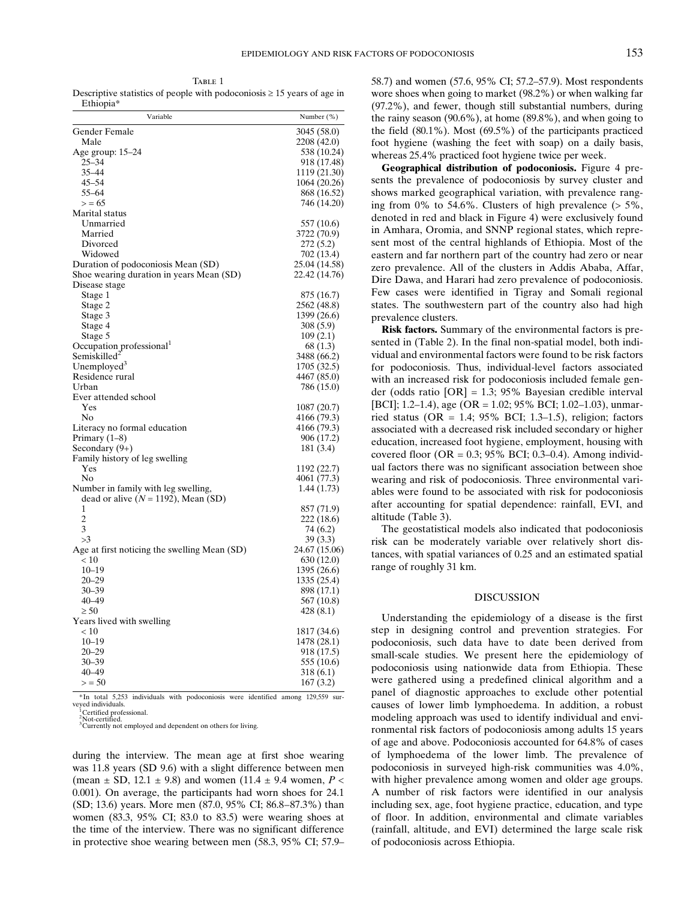Table 1
Descriptive statistics of people with podoconiosis ≥ 15 years of age in Ethiopia*

| Variable | Number (%) |
|---|---|
| Gender Female | 3045 (58.0) |
| Male | 2208 (42.0) |
| Age group: 15–24 | 538 (10.24) |
| 25–34 | 918 (17.48) |
| 35–44 | 1119 (21.30) |
| 45–54 | 1064 (20.26) |
| 55–64 | 868 (16.52) |
| > = 65 | 746 (14.20) |
| Marital status | |
| Unmarried | 557 (10.6) |
| Married | 3722 (70.9) |
| Divorced | 272 (5.2) |
| Widowed | 702 (13.4) |
| Duration of podoconiosis Mean (SD) | 25.04 (14.58) |
| Shoe wearing duration in years Mean (SD) | 22.42 (14.76) |
| Disease stage | |
| Stage 1 | 875 (16.7) |
| Stage 2 | 2562 (48.8) |
| Stage 3 | 1399 (26.6) |
| Stage 4 | 308 (5.9) |
| Stage 5 | 109 (2.1) |
| Occupation professional[1] | 68 (1.3) |
| Semiskilled[2] | 3488 (66.2) |
| Unemployed[3] | 1705 (32.5) |
| Residence rural | 4467 (85.0) |
| Urban | 786 (15.0) |
| Ever attended school | |
| Yes | 1087 (20.7) |
| No | 4166 (79.3) |
| Literacy no formal education | 4166 (79.3) |
| Primary (1–8) | 906 (17.2) |
| Secondary (9+) | 181 (3.4) |
| Family history of leg swelling | |
| Yes | 1192 (22.7) |
| No | 4061 (77.3) |
| Number in family with leg swelling, dead or alive ($N$ = 1192), Mean (SD) | 1.44 (1.73) |
| 1 | 857 (71.9) |
| 2 | 222 (18.6) |
| 3 | 74 (6.2) |
| >3 | 39 (3.3) |
| Age at first noticing the swelling Mean (SD) | 24.67 (15.06) |
| < 10 | 630 (12.0) |
| 10–19 | 1395 (26.6) |
| 20–29 | 1335 (25.4) |
| 30–39 | 898 (17.1) |
| 40–49 | 567 (10.8) |
| ≥ 50 | 428 (8.1) |
| Years lived with swelling | |
| < 10 | 1817 (34.6) |
| 10–19 | 1478 (28.1) |
| 20–29 | 918 (17.5) |
| 30–39 | 555 (10.6) |
| 40–49 | 318 (6.1) |
| > = 50 | 167 (3.2) |

*In total 5,253 individuals with podoconiosis were identified among 129,559 surveyed individuals.
[1]Certified professional.
[2]Not-certified.
[3]Currently not employed and dependent on others for living.

during the interview. The mean age at first shoe wearing was 11.8 years (SD 9.6) with a slight difference between men (mean ± SD, 12.1 ± 9.8) and women (11.4 ± 9.4 women, $P < 0.001$). On average, the participants had worn shoes for 24.1 (SD; 13.6) years. More men (87.0, 95% CI; 86.8–87.3%) than women (83.3, 95% CI; 83.0 to 83.5) were wearing shoes at the time of the interview. There was no significant difference in protective shoe wearing between men (58.3, 95% CI; 57.9–58.7) and women (57.6, 95% CI; 57.2–57.9). Most respondents wore shoes when going to market (98.2%) or when walking far (97.2%), and fewer, though still substantial numbers, during the rainy season (90.6%), at home (89.8%), and when going to the field (80.1%). Most (69.5%) of the participants practiced foot hygiene (washing the feet with soap) on a daily basis, whereas 25.4% practiced foot hygiene twice per week.

**Geographical distribution of podoconiosis.** Figure 4 presents the prevalence of podoconiosis by survey cluster and shows marked geographical variation, with prevalence ranging from 0% to 54.6%. Clusters of high prevalence (> 5%, denoted in red and black in Figure 4) were exclusively found in Amhara, Oromia, and SNNP regional states, which represent most of the central highlands of Ethiopia. Most of the eastern and far northern part of the country had zero or near zero prevalence. All of the clusters in Addis Ababa, Affar, Dire Dawa, and Harari had zero prevalence of podoconiosis. Few cases were identified in Tigray and Somali regional states. The southwestern part of the country also had high prevalence clusters.

**Risk factors.** Summary of the environmental factors is presented in (Table 2). In the final non-spatial model, both individual and environmental factors were found to be risk factors for podoconiosis. Thus, individual-level factors associated with an increased risk for podoconiosis included female gender (odds ratio [OR] = 1.3; 95% Bayesian credible interval [BCI]; 1.2–1.4), age (OR = 1.02; 95% BCI; 1.02–1.03), unmarried status (OR = 1.4; 95% BCI; 1.3–1.5), religion; factors associated with a decreased risk included secondary or higher education, increased foot hygiene, employment, housing with covered floor (OR = 0.3; 95% BCI; 0.3–0.4). Among individual factors there was no significant association between shoe wearing and risk of podoconiosis. Three environmental variables were found to be associated with risk for podoconiosis after accounting for spatial dependence: rainfall, EVI, and altitude (Table 3).

The geostatistical models also indicated that podoconiosis risk can be moderately variable over relatively short distances, with spatial variances of 0.25 and an estimated spatial range of roughly 31 km.

## DISCUSSION

Understanding the epidemiology of a disease is the first step in designing control and prevention strategies. For podoconiosis, such data have to date been derived from small-scale studies. We present here the epidemiology of podoconiosis using nationwide data from Ethiopia. These were gathered using a predefined clinical algorithm and a panel of diagnostic approaches to exclude other potential causes of lower limb lymphoedema. In addition, a robust modeling approach was used to identify individual and environmental risk factors of podoconiosis among adults 15 years of age and above. Podoconiosis accounted for 64.8% of cases of lymphoedema of the lower limb. The prevalence of podoconiosis in surveyed high-risk communities was 4.0%, with higher prevalence among women and older age groups. A number of risk factors were identified in our analysis including sex, age, foot hygiene practice, education, and type of floor. In addition, environmental and climate variables (rainfall, altitude, and EVI) determined the large scale risk of podoconiosis across Ethiopia.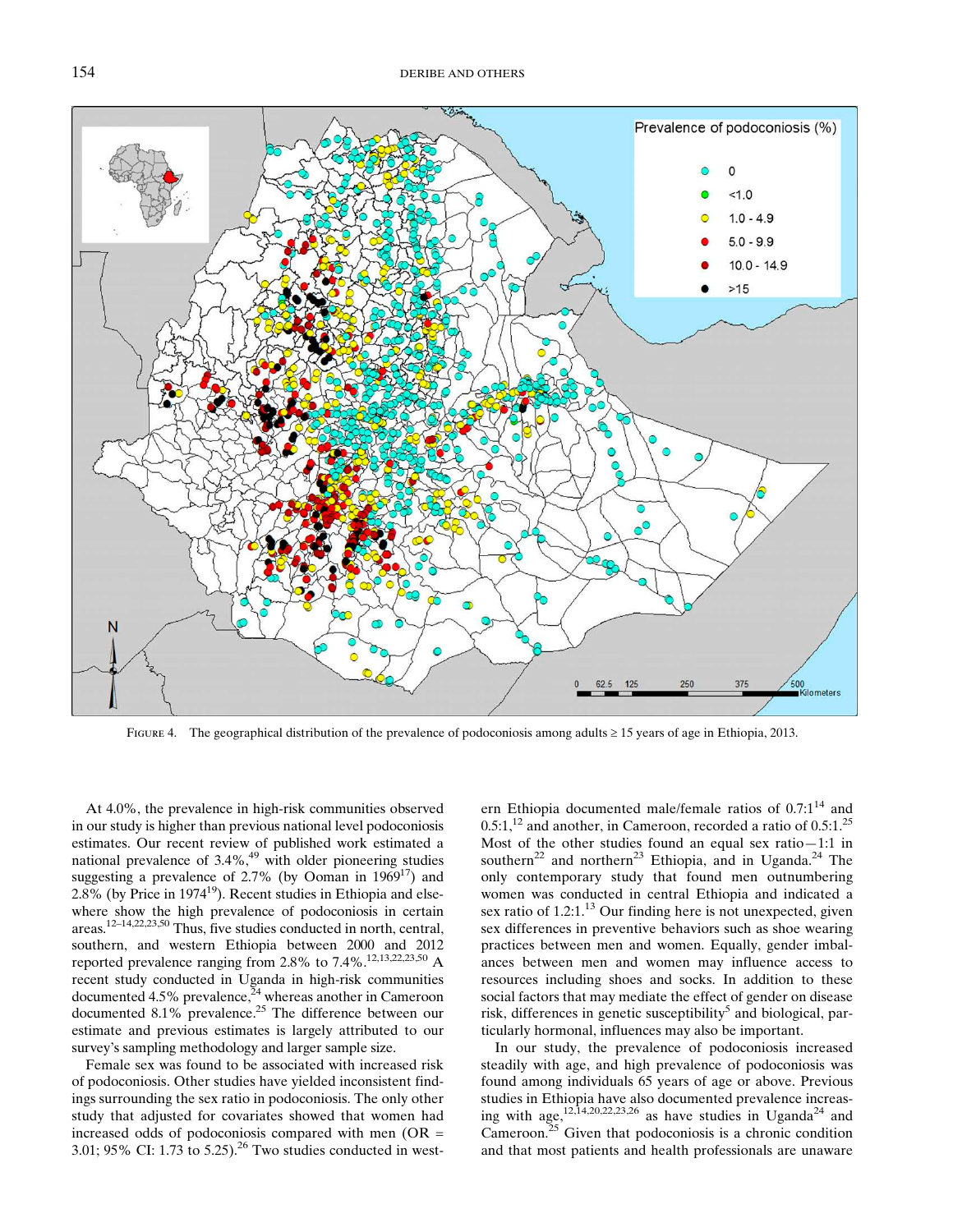FIGURE 4. The geographical distribution of the prevalence of podoconiosis among adults ≥ 15 years of age in Ethiopia, 2013.

At 4.0%, the prevalence in high-risk communities observed in our study is higher than previous national level podoconiosis estimates. Our recent review of published work estimated a national prevalence of 3.4%,[49] with older pioneering studies suggesting a prevalence of 2.7% (by Ooman in 1969[17]) and 2.8% (by Price in 1974[19]). Recent studies in Ethiopia and elsewhere show the high prevalence of podoconiosis in certain areas.[12–14,22,23,50] Thus, five studies conducted in north, central, southern, and western Ethiopia between 2000 and 2012 reported prevalence ranging from 2.8% to 7.4%.[12,13,22,23,50] A recent study conducted in Uganda in high-risk communities documented 4.5% prevalence,[24] whereas another in Cameroon documented 8.1% prevalence.[25] The difference between our estimate and previous estimates is largely attributed to our survey's sampling methodology and larger sample size.

Female sex was found to be associated with increased risk of podoconiosis. Other studies have yielded inconsistent findings surrounding the sex ratio in podoconiosis. The only other study that adjusted for covariates showed that women had increased odds of podoconiosis compared with men (OR = 3.01; 95% CI: 1.73 to 5.25).[26] Two studies conducted in western Ethiopia documented male/female ratios of 0.7:1[14] and 0.5:1,[12] and another, in Cameroon, recorded a ratio of 0.5:1.[25] Most of the other studies found an equal sex ratio—1:1 in southern[22] and northern[23] Ethiopia, and in Uganda.[24] The only contemporary study that found men outnumbering women was conducted in central Ethiopia and indicated a sex ratio of 1.2:1.[13] Our finding here is not unexpected, given sex differences in preventive behaviors such as shoe wearing practices between men and women. Equally, gender imbalances between men and women may influence access to resources including shoes and socks. In addition to these social factors that may mediate the effect of gender on disease risk, differences in genetic susceptibility[5] and biological, particularly hormonal, influences may also be important.

In our study, the prevalence of podoconiosis increased steadily with age, and high prevalence of podoconiosis was found among individuals 65 years of age or above. Previous studies in Ethiopia have also documented prevalence increasing with age,[12,14,20,22,23,26] as have studies in Uganda[24] and Cameroon.[25] Given that podoconiosis is a chronic condition and that most patients and health professionals are unaware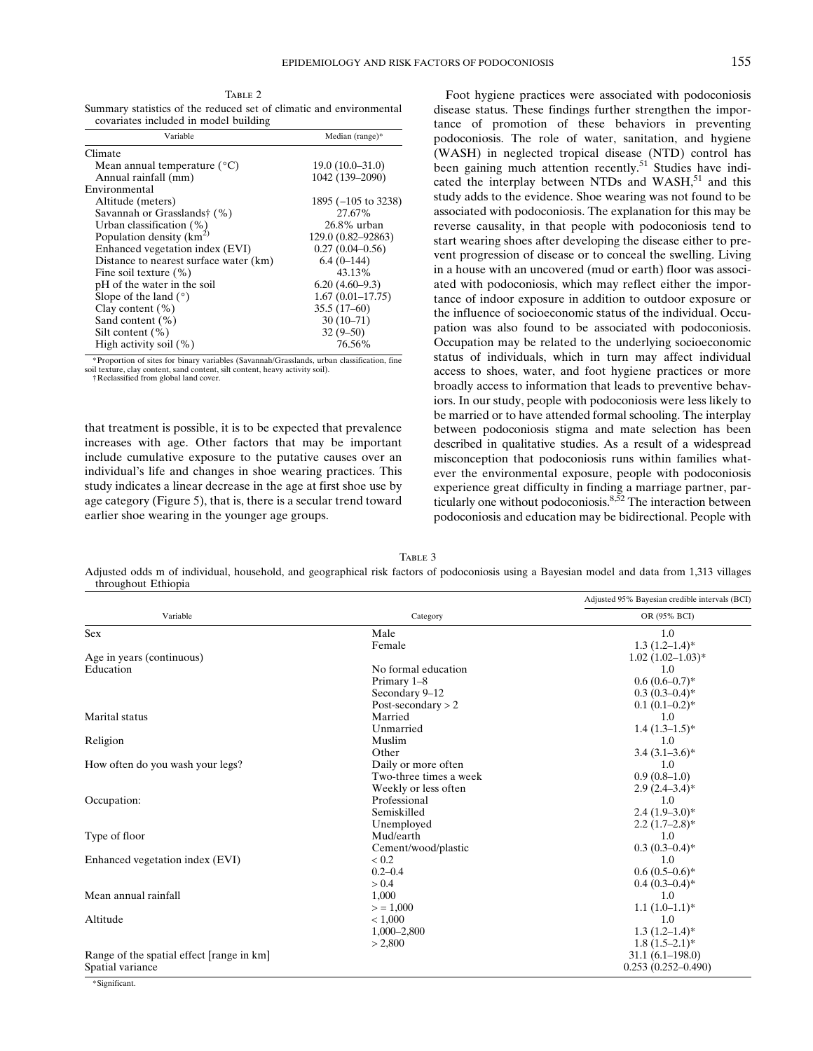Table 2

Summary statistics of the reduced set of climatic and environmental covariates included in model building

| Variable | Median (range)* |
|---|---|
| Climate | |
| Mean annual temperature (°C) | 19.0 (10.0–31.0) |
| Annual rainfall (mm) | 1042 (139–2090) |
| Environmental | |
| Altitude (meters) | 1895 (−105 to 3238) |
| Savannah or Grasslands† (%) | 27.67% |
| Urban classification (%) | 26.8% urban |
| Population density (km$^{2)}$ | 129.0 (0.82–92863) |
| Enhanced vegetation index (EVI) | 0.27 (0.04–0.56) |
| Distance to nearest surface water (km) | 6.4 (0–144) |
| Fine soil texture (%) | 43.13% |
| pH of the water in the soil | 6.20 (4.60–9.3) |
| Slope of the land (°) | 1.67 (0.01–17.75) |
| Clay content (%) | 35.5 (17–60) |
| Sand content (%) | 30 (10–71) |
| Silt content (%) | 32 (9–50) |
| High activity soil (%) | 76.56% |

*Proportion of sites for binary variables (Savannah/Grasslands, urban classification, fine soil texture, clay content, sand content, silt content, heavy activity soil).
†Reclassified from global land cover.

that treatment is possible, it is to be expected that prevalence increases with age. Other factors that may be important include cumulative exposure to the putative causes over an individual's life and changes in shoe wearing practices. This study indicates a linear decrease in the age at first shoe use by age category (Figure 5), that is, there is a secular trend toward earlier shoe wearing in the younger age groups.

Foot hygiene practices were associated with podoconiosis disease status. These findings further strengthen the importance of promotion of these behaviors in preventing podoconiosis. The role of water, sanitation, and hygiene (WASH) in neglected tropical disease (NTD) control has been gaining much attention recently.[51] Studies have indicated the interplay between NTDs and WASH,[51] and this study adds to the evidence. Shoe wearing was not found to be associated with podoconiosis. The explanation for this may be reverse causality, in that people with podoconiosis tend to start wearing shoes after developing the disease either to prevent progression of disease or to conceal the swelling. Living in a house with an uncovered (mud or earth) floor was associated with podoconiosis, which may reflect either the importance of indoor exposure in addition to outdoor exposure or the influence of socioeconomic status of the individual. Occupation was also found to be associated with podoconiosis. Occupation may be related to the underlying socioeconomic status of individuals, which in turn may affect individual access to shoes, water, and foot hygiene practices or more broadly access to information that leads to preventive behaviors. In our study, people with podoconiosis were less likely to be married or to have attended formal schooling. The interplay between podoconiosis stigma and mate selection has been described in qualitative studies. As a result of a widespread misconception that podoconiosis runs within families whatever the environmental exposure, people with podoconiosis experience great difficulty in finding a marriage partner, particularly one without podoconiosis.[8,52] The interaction between podoconiosis and education may be bidirectional. People with

Table 3

Adjusted odds m of individual, household, and geographical risk factors of podoconiosis using a Bayesian model and data from 1,313 villages throughout Ethiopia

| Variable | Category | Adjusted 95% Bayesian credible intervals (BCI) OR (95% BCI) |
|---|---|---|
| Sex | Male | 1.0 |
| | Female | 1.3 (1.2–1.4)* |
| Age in years (continuous) | | 1.02 (1.02–1.03)* |
| Education | No formal education | 1.0 |
| | Primary 1–8 | 0.6 (0.6–0.7)* |
| | Secondary 9–12 | 0.3 (0.3–0.4)* |
| | Post-secondary > 2 | 0.1 (0.1–0.2)* |
| Marital status | Married | 1.0 |
| | Unmarried | 1.4 (1.3–1.5)* |
| Religion | Muslim | 1.0 |
| | Other | 3.4 (3.1–3.6)* |
| How often do you wash your legs? | Daily or more often | 1.0 |
| | Two-three times a week | 0.9 (0.8–1.0) |
| | Weekly or less often | 2.9 (2.4–3.4)* |
| Occupation: | Professional | 1.0 |
| | Semiskilled | 2.4 (1.9–3.0)* |
| | Unemployed | 2.2 (1.7–2.8)* |
| Type of floor | Mud/earth | 1.0 |
| | Cement/wood/plastic | 0.3 (0.3–0.4)* |
| Enhanced vegetation index (EVI) | < 0.2 | 1.0 |
| | 0.2–0.4 | 0.6 (0.5–0.6)* |
| | > 0.4 | 0.4 (0.3–0.4)* |
| Mean annual rainfall | 1,000 | 1.0 |
| | > = 1,000 | 1.1 (1.0–1.1)* |
| Altitude | < 1,000 | 1.0 |
| | 1,000–2,800 | 1.3 (1.2–1.4)* |
| | > 2,800 | 1.8 (1.5–2.1)* |
| Range of the spatial effect [range in km] | | 31.1 (6.1–198.0) |
| Spatial variance | | 0.253 (0.252–0.490) |

*Significant.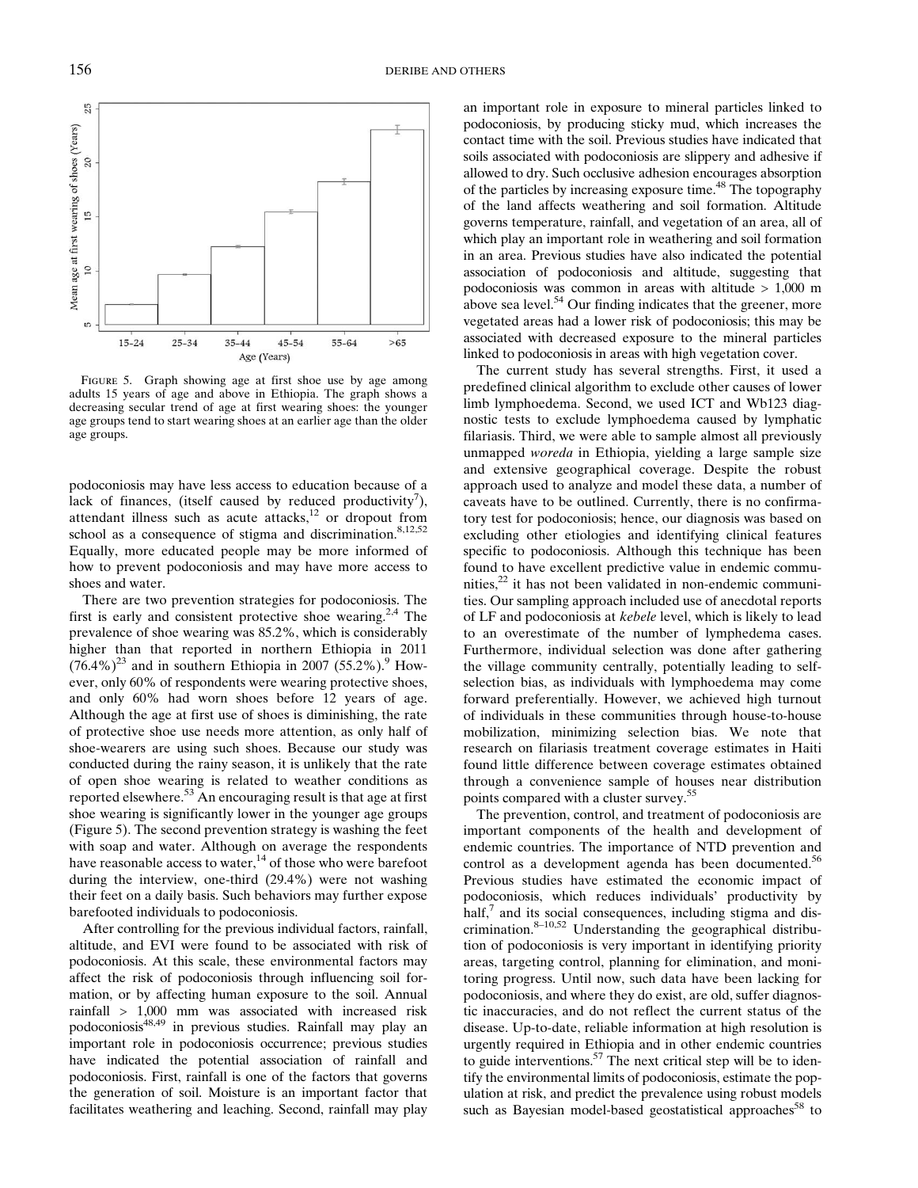FIGURE 5. Graph showing age at first shoe use by age among adults 15 years of age and above in Ethiopia. The graph shows a decreasing secular trend of age at first wearing shoes: the younger age groups tend to start wearing shoes at an earlier age than the older age groups.

podoconiosis may have less access to education because of a lack of finances, (itself caused by reduced productivity[7]), attendant illness such as acute attacks,[12] or dropout from school as a consequence of stigma and discrimination.[8,12,52] Equally, more educated people may be more informed of how to prevent podoconiosis and may have more access to shoes and water.

There are two prevention strategies for podoconiosis. The first is early and consistent protective shoe wearing.[2,4] The prevalence of shoe wearing was 85.2%, which is considerably higher than that reported in northern Ethiopia in 2011 (76.4%)[23] and in southern Ethiopia in 2007 (55.2%).[9] However, only 60% of respondents were wearing protective shoes, and only 60% had worn shoes before 12 years of age. Although the age at first use of shoes is diminishing, the rate of protective shoe use needs more attention, as only half of shoe-wearers are using such shoes. Because our study was conducted during the rainy season, it is unlikely that the rate of open shoe wearing is related to weather conditions as reported elsewhere.[53] An encouraging result is that age at first shoe wearing is significantly lower in the younger age groups (Figure 5). The second prevention strategy is washing the feet with soap and water. Although on average the respondents have reasonable access to water,[14] of those who were barefoot during the interview, one-third (29.4%) were not washing their feet on a daily basis. Such behaviors may further expose barefooted individuals to podoconiosis.

After controlling for the previous individual factors, rainfall, altitude, and EVI were found to be associated with risk of podoconiosis. At this scale, these environmental factors may affect the risk of podoconiosis through influencing soil formation, or by affecting human exposure to the soil. Annual rainfall > 1,000 mm was associated with increased risk podoconiosis[48,49] in previous studies. Rainfall may play an important role in podoconiosis occurrence; previous studies have indicated the potential association of rainfall and podoconiosis. First, rainfall is one of the factors that governs the generation of soil. Moisture is an important factor that facilitates weathering and leaching. Second, rainfall may play an important role in exposure to mineral particles linked to podoconiosis, by producing sticky mud, which increases the contact time with the soil. Previous studies have indicated that soils associated with podoconiosis are slippery and adhesive if allowed to dry. Such occlusive adhesion encourages absorption of the particles by increasing exposure time.[48] The topography of the land affects weathering and soil formation. Altitude governs temperature, rainfall, and vegetation of an area, all of which play an important role in weathering and soil formation in an area. Previous studies have also indicated the potential association of podoconiosis and altitude, suggesting that podoconiosis was common in areas with altitude > 1,000 m above sea level.[54] Our finding indicates that the greener, more vegetated areas had a lower risk of podoconiosis; this may be associated with decreased exposure to the mineral particles linked to podoconiosis in areas with high vegetation cover.

The current study has several strengths. First, it used a predefined clinical algorithm to exclude other causes of lower limb lymphoedema. Second, we used ICT and Wb123 diagnostic tests to exclude lymphoedema caused by lymphatic filariasis. Third, we were able to sample almost all previously unmapped *woreda* in Ethiopia, yielding a large sample size and extensive geographical coverage. Despite the robust approach used to analyze and model these data, a number of caveats have to be outlined. Currently, there is no confirmatory test for podoconiosis; hence, our diagnosis was based on excluding other etiologies and identifying clinical features specific to podoconiosis. Although this technique has been found to have excellent predictive value in endemic communities,[22] it has not been validated in non-endemic communities. Our sampling approach included use of anecdotal reports of LF and podoconiosis at *kebele* level, which is likely to lead to an overestimate of the number of lymphedema cases. Furthermore, individual selection was done after gathering the village community centrally, potentially leading to self-selection bias, as individuals with lymphoedema may come forward preferentially. However, we achieved high turnout of individuals in these communities through house-to-house mobilization, minimizing selection bias. We note that research on filariasis treatment coverage estimates in Haiti found little difference between coverage estimates obtained through a convenience sample of houses near distribution points compared with a cluster survey.[55]

The prevention, control, and treatment of podoconiosis are important components of the health and development of endemic countries. The importance of NTD prevention and control as a development agenda has been documented.[56] Previous studies have estimated the economic impact of podoconiosis, which reduces individuals' productivity by half,[7] and its social consequences, including stigma and discrimination.[8–10,52] Understanding the geographical distribution of podoconiosis is very important in identifying priority areas, targeting control, planning for elimination, and monitoring progress. Until now, such data have been lacking for podoconiosis, and where they do exist, are old, suffer diagnostic inaccuracies, and do not reflect the current status of the disease. Up-to-date, reliable information at high resolution is urgently required in Ethiopia and in other endemic countries to guide interventions.[57] The next critical step will be to identify the environmental limits of podoconiosis, estimate the population at risk, and predict the prevalence using robust models such as Bayesian model-based geostatistical approaches[58] to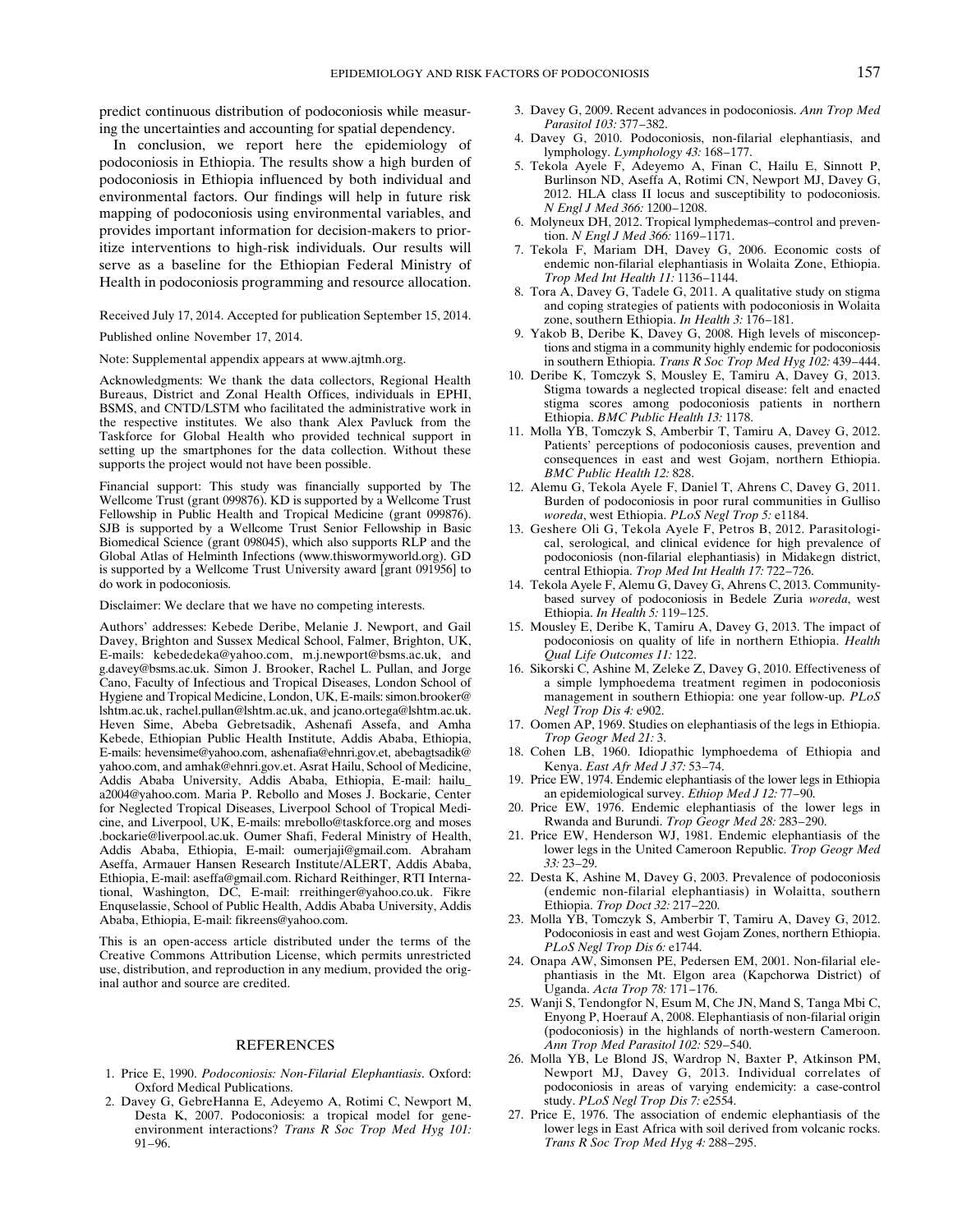predict continuous distribution of podoconiosis while measuring the uncertainties and accounting for spatial dependency.

In conclusion, we report here the epidemiology of podoconiosis in Ethiopia. The results show a high burden of podoconiosis in Ethiopia influenced by both individual and environmental factors. Our findings will help in future risk mapping of podoconiosis using environmental variables, and provides important information for decision-makers to prioritize interventions to high-risk individuals. Our results will serve as a baseline for the Ethiopian Federal Ministry of Health in podoconiosis programming and resource allocation.

Received July 17, 2014. Accepted for publication September 15, 2014.

Published online November 17, 2014.

Note: Supplemental appendix appears at www.ajtmh.org.

Acknowledgments: We thank the data collectors, Regional Health Bureaus, District and Zonal Health Offices, individuals in EPHI, BSMS, and CNTD/LSTM who facilitated the administrative work in the respective institutes. We also thank Alex Pavluck from the Taskforce for Global Health who provided technical support in setting up the smartphones for the data collection. Without these supports the project would not have been possible.

Financial support: This study was financially supported by The Wellcome Trust (grant 099876). KD is supported by a Wellcome Trust Fellowship in Public Health and Tropical Medicine (grant 099876). SJB is supported by a Wellcome Trust Senior Fellowship in Basic Biomedical Science (grant 098045), which also supports RLP and the Global Atlas of Helminth Infections (www.thiswormyworld.org). GD is supported by a Wellcome Trust University award [grant 091956] to do work in podoconiosis.

Disclaimer: We declare that we have no competing interests.

Authors' addresses: Kebede Deribe, Melanie J. Newport, and Gail Davey, Brighton and Sussex Medical School, Falmer, Brighton, UK, E-mails: kebededeka@yahoo.com, m.j.newport@bsms.ac.uk, and g.davey@bsms.ac.uk. Simon J. Brooker, Rachel L. Pullan, and Jorge Cano, Faculty of Infectious and Tropical Diseases, London School of Hygiene and Tropical Medicine, London, UK, E-mails: simon.brooker@lshtm.ac.uk, rachel.pullan@lshtm.ac.uk, and jcano.ortega@lshtm.ac.uk. Heven Sime, Abeba Gebretsadik, Ashenafi Assefa, and Amha Kebede, Ethiopian Public Health Institute, Addis Ababa, Ethiopia, E-mails: hevensime@yahoo.com, ashenafia@ehnri.gov.et, abebagtsadik@yahoo.com, and amhak@ehnri.gov.et. Asrat Hailu, School of Medicine, Addis Ababa University, Addis Ababa, Ethiopia, E-mail: hailu_a2004@yahoo.com. Maria P. Rebollo and Moses J. Bockarie, Center for Neglected Tropical Diseases, Liverpool School of Tropical Medicine, and Liverpool, UK, E-mails: mrebollo@taskforce.org and moses.bockarie@liverpool.ac.uk. Oumer Shafi, Federal Ministry of Health, Addis Ababa, Ethiopia, E-mail: oumerjaji@gmail.com. Abraham Aseffa, Armauer Hansen Research Institute/ALERT, Addis Ababa, Ethiopia, E-mail: aseffa@gmail.com. Richard Reithinger, RTI International, Washington, DC, E-mail: rreithinger@yahoo.co.uk. Fikre Enquselassie, School of Public Health, Addis Ababa University, Addis Ababa, Ethiopia, E-mail: fikreens@yahoo.com.

This is an open-access article distributed under the terms of the Creative Commons Attribution License, which permits unrestricted use, distribution, and reproduction in any medium, provided the original author and source are credited.

## REFERENCES

1. Price E, 1990. *Podoconiosis: Non-Filarial Elephantiasis*. Oxford: Oxford Medical Publications.
2. Davey G, GebreHanna E, Adeyemo A, Rotimi C, Newport M, Desta K, 2007. Podoconiosis: a tropical model for gene-environment interactions? *Trans R Soc Trop Med Hyg 101:* 91–96.
3. Davey G, 2009. Recent advances in podoconiosis. *Ann Trop Med Parasitol 103:* 377–382.
4. Davey G, 2010. Podoconiosis, non-filarial elephantiasis, and lymphology. *Lymphology 43:* 168–177.
5. Tekola Ayele F, Adeyemo A, Finan C, Hailu E, Sinnott P, Burlinson ND, Aseffa A, Rotimi CN, Newport MJ, Davey G, 2012. HLA class II locus and susceptibility to podoconiosis. *N Engl J Med 366:* 1200–1208.
6. Molyneux DH, 2012. Tropical lymphedemas–control and prevention. *N Engl J Med 366:* 1169–1171.
7. Tekola F, Mariam DH, Davey G, 2006. Economic costs of endemic non-filarial elephantiasis in Wolaita Zone, Ethiopia. *Trop Med Int Health 11:* 1136–1144.
8. Tora A, Davey G, Tadele G, 2011. A qualitative study on stigma and coping strategies of patients with podoconiosis in Wolaita zone, southern Ethiopia. *In Health 3:* 176–181.
9. Yakob B, Deribe K, Davey G, 2008. High levels of misconceptions and stigma in a community highly endemic for podoconiosis in southern Ethiopia. *Trans R Soc Trop Med Hyg 102:* 439–444.
10. Deribe K, Tomczyk S, Mousley E, Tamiru A, Davey G, 2013. Stigma towards a neglected tropical disease: felt and enacted stigma scores among podoconiosis patients in northern Ethiopia. *BMC Public Health 13:* 1178.
11. Molla YB, Tomczyk S, Amberbir T, Tamiru A, Davey G, 2012. Patients' perceptions of podoconiosis causes, prevention and consequences in east and west Gojam, northern Ethiopia. *BMC Public Health 12:* 828.
12. Alemu G, Tekola Ayele F, Daniel T, Ahrens C, Davey G, 2011. Burden of podoconiosis in poor rural communities in Gulliso *woreda*, west Ethiopia. *PLoS Negl Trop 5:* e1184.
13. Geshere Oli G, Tekola Ayele F, Petros B, 2012. Parasitological, serological, and clinical evidence for high prevalence of podoconiosis (non-filarial elephantiasis) in Midakegn district, central Ethiopia. *Trop Med Int Health 17:* 722–726.
14. Tekola Ayele F, Alemu G, Davey G, Ahrens C, 2013. Community-based survey of podoconiosis in Bedele Zuria *woreda*, west Ethiopia. *In Health 5:* 119–125.
15. Mousley E, Deribe K, Tamiru A, Davey G, 2013. The impact of podoconiosis on quality of life in northern Ethiopia. *Health Qual Life Outcomes 11:* 122.
16. Sikorski C, Ashine M, Zeleke Z, Davey G, 2010. Effectiveness of a simple lymphoedema treatment regimen in podoconiosis management in southern Ethiopia: one year follow-up. *PLoS Negl Trop Dis 4:* e902.
17. Oomen AP, 1969. Studies on elephantiasis of the legs in Ethiopia. *Trop Geogr Med 21:* 3.
18. Cohen LB, 1960. Idiopathic lymphoedema of Ethiopia and Kenya. *East Afr Med J 37:* 53–74.
19. Price EW, 1974. Endemic elephantiasis of the lower legs in Ethiopia an epidemiological survey. *Ethiop Med J 12:* 77–90.
20. Price EW, 1976. Endemic elephantiasis of the lower legs in Rwanda and Burundi. *Trop Geogr Med 28:* 283–290.
21. Price EW, Henderson WJ, 1981. Endemic elephantiasis of the lower legs in the United Cameroon Republic. *Trop Geogr Med 33:* 23–29.
22. Desta K, Ashine M, Davey G, 2003. Prevalence of podoconiosis (endemic non-filarial elephantiasis) in Wolaitta, southern Ethiopia. *Trop Doct 32:* 217–220.
23. Molla YB, Tomczyk S, Amberbir T, Tamiru A, Davey G, 2012. Podoconiosis in east and west Gojam Zones, northern Ethiopia. *PLoS Negl Trop Dis 6:* e1744.
24. Onapa AW, Simonsen PE, Pedersen EM, 2001. Non-filarial elephantiasis in the Mt. Elgon area (Kapchorwa District) of Uganda. *Acta Trop 78:* 171–176.
25. Wanji S, Tendongfor N, Esum M, Che JN, Mand S, Tanga Mbi C, Enyong P, Hoerauf A, 2008. Elephantiasis of non-filarial origin (podoconiosis) in the highlands of north-western Cameroon. *Ann Trop Med Parasitol 102:* 529–540.
26. Molla YB, Le Blond JS, Wardrop N, Baxter P, Atkinson PM, Newport MJ, Davey G, 2013. Individual correlates of podoconiosis in areas of varying endemicity: a case-control study. *PLoS Negl Trop Dis 7:* e2554.
27. Price E, 1976. The association of endemic elephantiasis of the lower legs in East Africa with soil derived from volcanic rocks. *Trans R Soc Trop Med Hyg 4:* 288–295.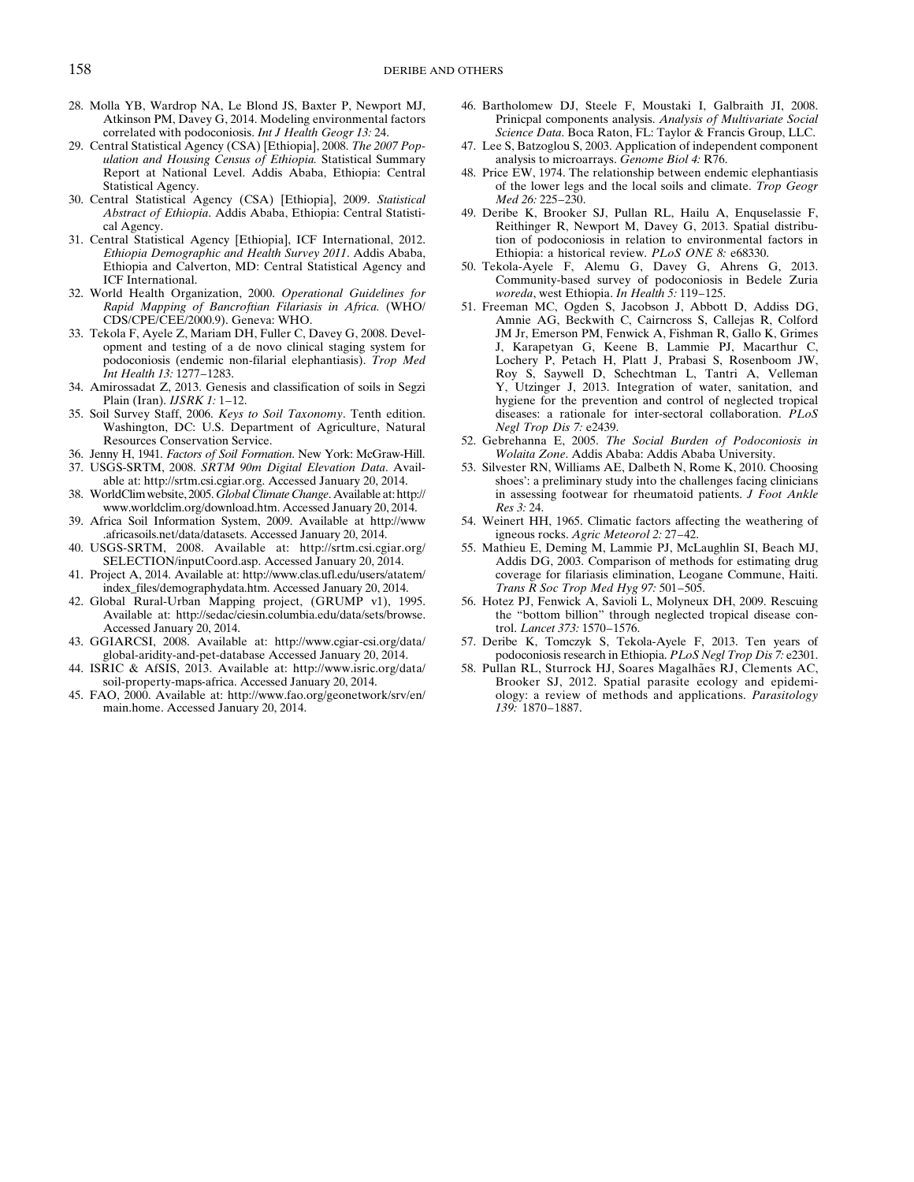28. Molla YB, Wardrop NA, Le Blond JS, Baxter P, Newport MJ, Atkinson PM, Davey G, 2014. Modeling environmental factors correlated with podoconiosis. *Int J Health Geogr 13:* 24.
29. Central Statistical Agency (CSA) [Ethiopia], 2008. *The 2007 Population and Housing Census of Ethiopia.* Statistical Summary Report at National Level. Addis Ababa, Ethiopia: Central Statistical Agency.
30. Central Statistical Agency (CSA) [Ethiopia], 2009. *Statistical Abstract of Ethiopia*. Addis Ababa, Ethiopia: Central Statistical Agency.
31. Central Statistical Agency [Ethiopia], ICF International, 2012. *Ethiopia Demographic and Health Survey 2011*. Addis Ababa, Ethiopia and Calverton, MD: Central Statistical Agency and ICF International.
32. World Health Organization, 2000. *Operational Guidelines for Rapid Mapping of Bancroftian Filariasis in Africa.* (WHO/CDS/CPE/CEE/2000.9). Geneva: WHO.
33. Tekola F, Ayele Z, Mariam DH, Fuller C, Davey G, 2008. Development and testing of a de novo clinical staging system for podoconiosis (endemic non-filarial elephantiasis). *Trop Med Int Health 13:* 1277–1283.
34. Amirossadat Z, 2013. Genesis and classification of soils in Segzi Plain (Iran). *IJSRK 1:* 1–12.
35. Soil Survey Staff, 2006. *Keys to Soil Taxonomy*. Tenth edition. Washington, DC: U.S. Department of Agriculture, Natural Resources Conservation Service.
36. Jenny H, 1941. *Factors of Soil Formation.* New York: McGraw-Hill.
37. USGS-SRTM, 2008. *SRTM 90m Digital Elevation Data*. Available at: http://srtm.csi.cgiar.org. Accessed January 20, 2014.
38. WorldClim website, 2005. *Global Climate Change*. Available at: http://www.worldclim.org/download.htm. Accessed January 20, 2014.
39. Africa Soil Information System, 2009. Available at http://www.africasoils.net/data/datasets. Accessed January 20, 2014.
40. USGS-SRTM, 2008. Available at: http://srtm.csi.cgiar.org/SELECTION/inputCoord.asp. Accessed January 20, 2014.
41. Project A, 2014. Available at: http://www.clas.ufl.edu/users/atatem/index_files/demographydata.htm. Accessed January 20, 2014.
42. Global Rural-Urban Mapping project, (GRUMP v1), 1995. Available at: http://sedac/ciesin.columbia.edu/data/sets/browse. Accessed January 20, 2014.
43. GGIARCSI, 2008. Available at: http://www.cgiar-csi.org/data/global-aridity-and-pet-database Accessed January 20, 2014.
44. ISRIC & AfSIS, 2013. Available at: http://www.isric.org/data/soil-property-maps-africa. Accessed January 20, 2014.
45. FAO, 2000. Available at: http://www.fao.org/geonetwork/srv/en/main.home. Accessed January 20, 2014.
46. Bartholomew DJ, Steele F, Moustaki I, Galbraith JI, 2008. Prinicpal components analysis. *Analysis of Multivariate Social Science Data*. Boca Raton, FL: Taylor & Francis Group, LLC.
47. Lee S, Batzoglou S, 2003. Application of independent component analysis to microarrays. *Genome Biol 4:* R76.
48. Price EW, 1974. The relationship between endemic elephantiasis of the lower legs and the local soils and climate. *Trop Geogr Med 26:* 225–230.
49. Deribe K, Brooker SJ, Pullan RL, Hailu A, Enquselassie F, Reithinger R, Newport M, Davey G, 2013. Spatial distribution of podoconiosis in relation to environmental factors in Ethiopia: a historical review. *PLoS ONE 8:* e68330.
50. Tekola-Ayele F, Alemu G, Davey G, Ahrens G, 2013. Community-based survey of podoconiosis in Bedele Zuria *woreda*, west Ethiopia. *In Health 5:* 119–125.
51. Freeman MC, Ogden S, Jacobson J, Abbott D, Addiss DG, Amnie AG, Beckwith C, Cairncross S, Callejas R, Colford JM Jr, Emerson PM, Fenwick A, Fishman R, Gallo K, Grimes J, Karapetyan G, Keene B, Lammie PJ, Macarthur C, Lochery P, Petach H, Platt J, Prabasi S, Rosenboom JW, Roy S, Saywell D, Schechtman L, Tantri A, Velleman Y, Utzinger J, 2013. Integration of water, sanitation, and hygiene for the prevention and control of neglected tropical diseases: a rationale for inter-sectoral collaboration. *PLoS Negl Trop Dis 7:* e2439.
52. Gebrehanna E, 2005. *The Social Burden of Podoconiosis in Wolaita Zone*. Addis Ababa: Addis Ababa University.
53. Silvester RN, Williams AE, Dalbeth N, Rome K, 2010. Choosing shoes': a preliminary study into the challenges facing clinicians in assessing footwear for rheumatoid patients. *J Foot Ankle Res 3:* 24.
54. Weinert HH, 1965. Climatic factors affecting the weathering of igneous rocks. *Agric Meteorol 2:* 27–42.
55. Mathieu E, Deming M, Lammie PJ, McLaughlin SI, Beach MJ, Addis DG, 2003. Comparison of methods for estimating drug coverage for filariasis elimination, Leogane Commune, Haiti. *Trans R Soc Trop Med Hyg 97:* 501–505.
56. Hotez PJ, Fenwick A, Savioli L, Molyneux DH, 2009. Rescuing the "bottom billion" through neglected tropical disease control. *Lancet 373:* 1570–1576.
57. Deribe K, Tomczyk S, Tekola-Ayele F, 2013. Ten years of podoconiosis research in Ethiopia. *PLoS Negl Trop Dis 7:* e2301.
58. Pullan RL, Sturrock HJ, Soares Magalhães RJ, Clements AC, Brooker SJ, 2012. Spatial parasite ecology and epidemiology: a review of methods and applications. *Parasitology 139:* 1870–1887.